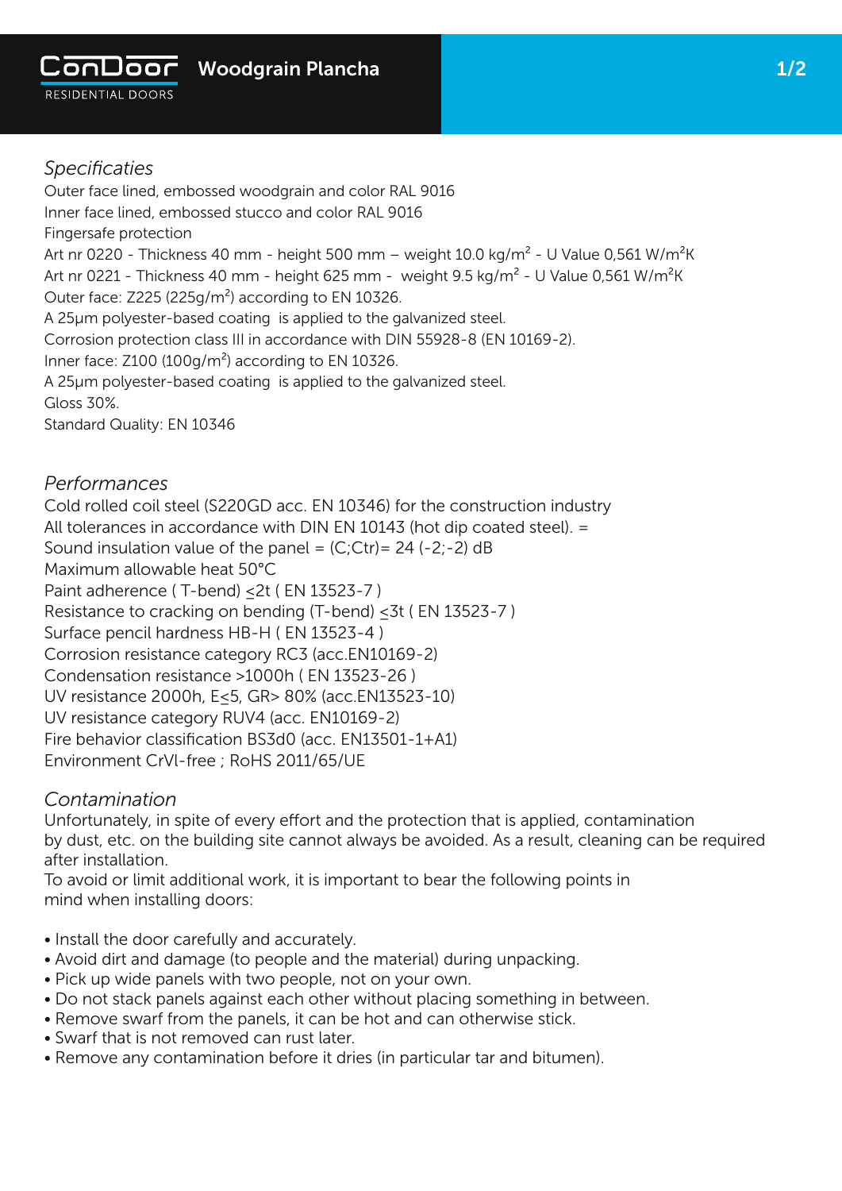# ConDoor RESIDENTIAL DOORS — Woodgrain Plancha

## *Specificaties*

Outer face lined, embossed woodgrain and color RAL 9016
Inner face lined, embossed stucco and color RAL 9016
Fingersafe protection
Art nr 0220 - Thickness 40 mm - height 500 mm – weight 10.0 kg/m$^2$ - U Value 0,561 W/m$^2$K
Art nr 0221 - Thickness 40 mm - height 625 mm - weight 9.5 kg/m$^2$ - U Value 0,561 W/m$^2$K
Outer face: Z225 (225g/m$^2$) according to EN 10326.
A 25µm polyester-based coating is applied to the galvanized steel.
Corrosion protection class III in accordance with DIN 55928-8 (EN 10169-2).
Inner face: Z100 (100g/m$^2$) according to EN 10326.
A 25µm polyester-based coating is applied to the galvanized steel.
Gloss 30%.
Standard Quality: EN 10346

## *Performances*

Cold rolled coil steel (S220GD acc. EN 10346) for the construction industry
All tolerances in accordance with DIN EN 10143 (hot dip coated steel). =
Sound insulation value of the panel = (C;Ctr)= 24 (-2;-2) dB
Maximum allowable heat 50°C
Paint adherence ( T-bend) $\leq$2t ( EN 13523-7 )
Resistance to cracking on bending (T-bend) $\leq$3t ( EN 13523-7 )
Surface pencil hardness HB-H ( EN 13523-4 )
Corrosion resistance category RC3 (acc.EN10169-2)
Condensation resistance >1000h ( EN 13523-26 )
UV resistance 2000h, E$\leq$5, GR> 80% (acc.EN13523-10)
UV resistance category RUV4 (acc. EN10169-2)
Fire behavior classification BS3d0 (acc. EN13501-1+A1)
Environment CrVl-free ; RoHS 2011/65/UE

## *Contamination*

Unfortunately, in spite of every effort and the protection that is applied, contamination by dust, etc. on the building site cannot always be avoided. As a result, cleaning can be required after installation.
To avoid or limit additional work, it is important to bear the following points in mind when installing doors:

- Install the door carefully and accurately.
- Avoid dirt and damage (to people and the material) during unpacking.
- Pick up wide panels with two people, not on your own.
- Do not stack panels against each other without placing something in between.
- Remove swarf from the panels, it can be hot and can otherwise stick.
- Swarf that is not removed can rust later.
- Remove any contamination before it dries (in particular tar and bitumen).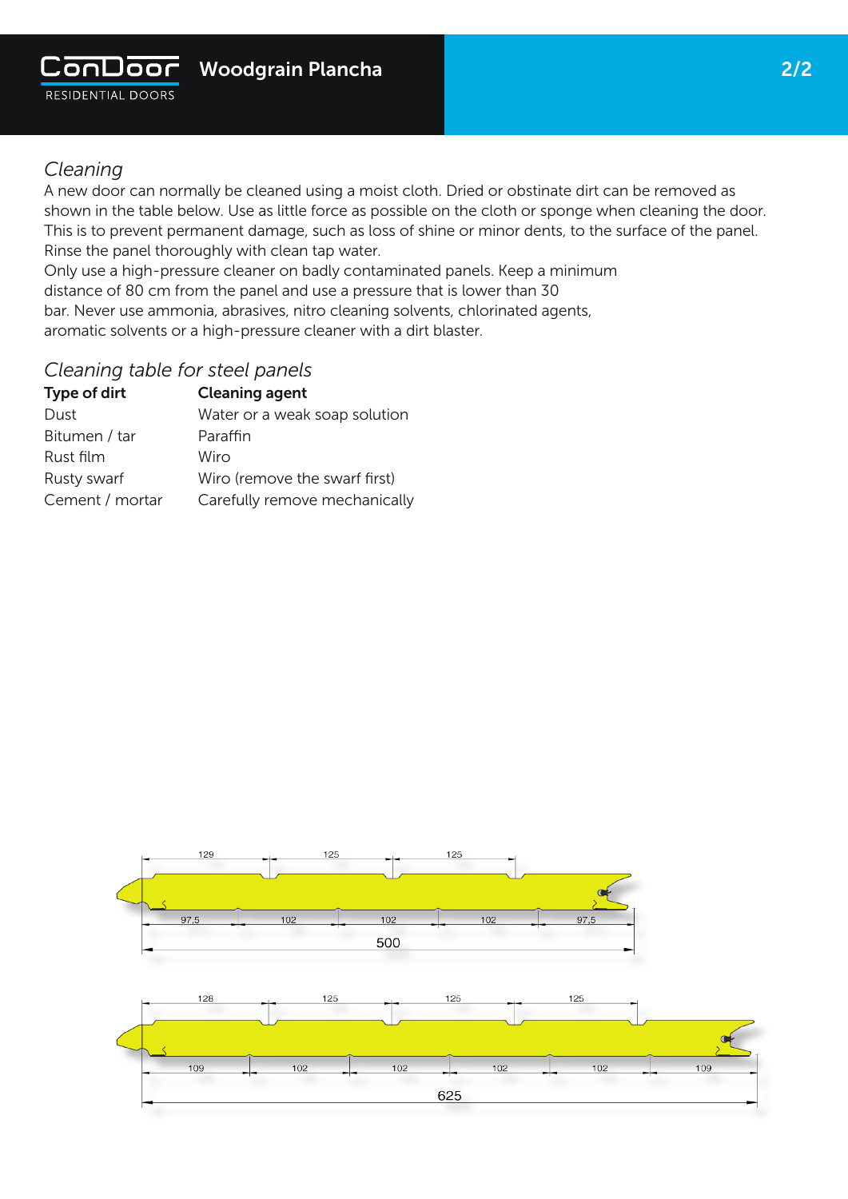## *Cleaning*

A new door can normally be cleaned using a moist cloth. Dried or obstinate dirt can be removed as shown in the table below. Use as little force as possible on the cloth or sponge when cleaning the door. This is to prevent permanent damage, such as loss of shine or minor dents, to the surface of the panel. Rinse the panel thoroughly with clean tap water.
Only use a high-pressure cleaner on badly contaminated panels. Keep a minimum distance of 80 cm from the panel and use a pressure that is lower than 30 bar. Never use ammonia, abrasives, nitro cleaning solvents, chlorinated agents, aromatic solvents or a high-pressure cleaner with a dirt blaster.

## *Cleaning table for steel panels*

| **Type of dirt** | **Cleaning agent** |
|---|---|
| Dust | Water or a weak soap solution |
| Bitumen / tar | Paraffin |
| Rust film | Wiro |
| Rusty swarf | Wiro (remove the swarf first) |
| Cement / mortar | Carefully remove mechanically |

129 125 125
97,5 102 102 102 97,5
500

128 125 125 125
109 102 102 102 102 109
625